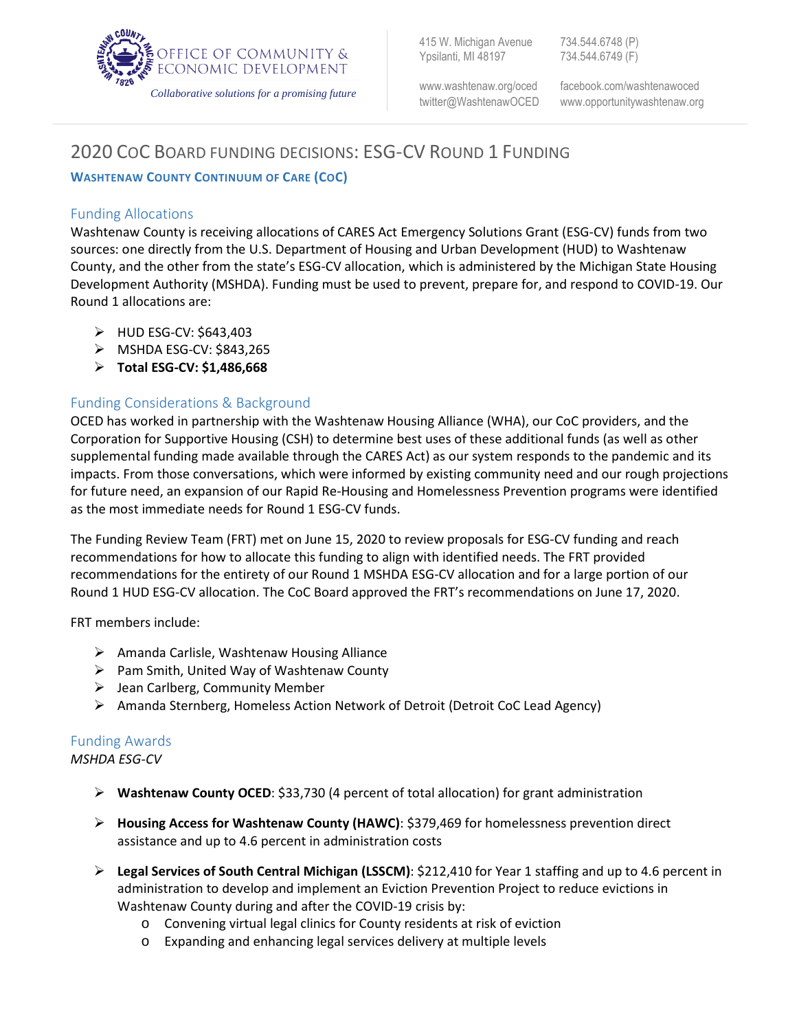OFFICE OF COMMUNITY & ECONOMIC DEVELOPMENT

*Collaborative solutions for a promising future*

415 W. Michigan Avenue
Ypsilanti, MI 48197

734.544.6748 (P)
734.544.6749 (F)

www.washtenaw.org/oced
twitter@WashtenawOCED

facebook.com/washtenawoced
www.opportunitywashtenaw.org

# 2020 CoC Board Funding Decisions: ESG-CV Round 1 Funding

**Washtenaw County Continuum of Care (CoC)**

## Funding Allocations

Washtenaw County is receiving allocations of CARES Act Emergency Solutions Grant (ESG-CV) funds from two sources: one directly from the U.S. Department of Housing and Urban Development (HUD) to Washtenaw County, and the other from the state's ESG-CV allocation, which is administered by the Michigan State Housing Development Authority (MSHDA). Funding must be used to prevent, prepare for, and respond to COVID-19. Our Round 1 allocations are:

- HUD ESG-CV: $643,403
- MSHDA ESG-CV: $843,265
- **Total ESG-CV: $1,486,668**

## Funding Considerations & Background

OCED has worked in partnership with the Washtenaw Housing Alliance (WHA), our CoC providers, and the Corporation for Supportive Housing (CSH) to determine best uses of these additional funds (as well as other supplemental funding made available through the CARES Act) as our system responds to the pandemic and its impacts. From those conversations, which were informed by existing community need and our rough projections for future need, an expansion of our Rapid Re-Housing and Homelessness Prevention programs were identified as the most immediate needs for Round 1 ESG-CV funds.

The Funding Review Team (FRT) met on June 15, 2020 to review proposals for ESG-CV funding and reach recommendations for how to allocate this funding to align with identified needs. The FRT provided recommendations for the entirety of our Round 1 MSHDA ESG-CV allocation and for a large portion of our Round 1 HUD ESG-CV allocation. The CoC Board approved the FRT's recommendations on June 17, 2020.

FRT members include:

- Amanda Carlisle, Washtenaw Housing Alliance
- Pam Smith, United Way of Washtenaw County
- Jean Carlberg, Community Member
- Amanda Sternberg, Homeless Action Network of Detroit (Detroit CoC Lead Agency)

## Funding Awards

*MSHDA ESG-CV*

- **Washtenaw County OCED**: $33,730 (4 percent of total allocation) for grant administration
- **Housing Access for Washtenaw County (HAWC)**: $379,469 for homelessness prevention direct assistance and up to 4.6 percent in administration costs
- **Legal Services of South Central Michigan (LSSCM)**: $212,410 for Year 1 staffing and up to 4.6 percent in administration to develop and implement an Eviction Prevention Project to reduce evictions in Washtenaw County during and after the COVID-19 crisis by:
  - Convening virtual legal clinics for County residents at risk of eviction
  - Expanding and enhancing legal services delivery at multiple levels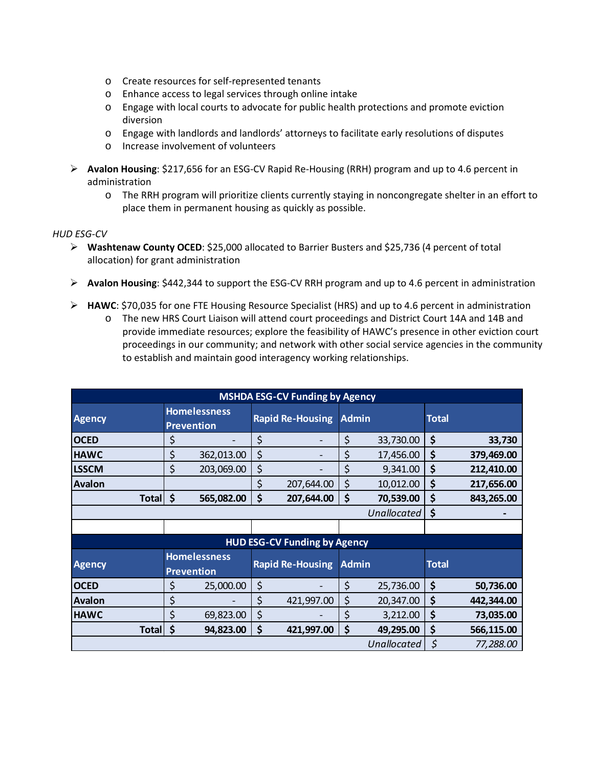- Create resources for self-represented tenants
- Enhance access to legal services through online intake
- Engage with local courts to advocate for public health protections and promote eviction diversion
- Engage with landlords and landlords' attorneys to facilitate early resolutions of disputes
- Increase involvement of volunteers

- **Avalon Housing**: $217,656 for an ESG-CV Rapid Re-Housing (RRH) program and up to 4.6 percent in administration
  - The RRH program will prioritize clients currently staying in noncongregate shelter in an effort to place them in permanent housing as quickly as possible.

*HUD ESG-CV*

- **Washtenaw County OCED**: $25,000 allocated to Barrier Busters and $25,736 (4 percent of total allocation) for grant administration

- **Avalon Housing**: $442,344 to support the ESG-CV RRH program and up to 4.6 percent in administration

- **HAWC**: $70,035 for one FTE Housing Resource Specialist (HRS) and up to 4.6 percent in administration
  - The new HRS Court Liaison will attend court proceedings and District Court 14A and 14B and provide immediate resources; explore the feasibility of HAWC's presence in other eviction court proceedings in our community; and network with other social service agencies in the community to establish and maintain good interagency working relationships.

| MSHDA ESG-CV Funding by Agency | | | | |
|---|---|---|---|---|
| **Agency** | **Homelessness Prevention** | **Rapid Re-Housing** | **Admin** | **Total** |
| **OCED** | $ - | $ - | $ 33,730.00 | **$ 33,730** |
| **HAWC** | $ 362,013.00 | $ - | $ 17,456.00 | **$ 379,469.00** |
| **LSSCM** | $ 203,069.00 | $ - | $ 9,341.00 | **$ 212,410.00** |
| **Avalon** | | $ 207,644.00 | $ 10,012.00 | **$ 217,656.00** |
| **Total** | **$ 565,082.00** | **$ 207,644.00** | **$ 70,539.00** | **$ 843,265.00** |
| | | | *Unallocated* | **$ -** |

| HUD ESG-CV Funding by Agency | | | | |
|---|---|---|---|---|
| **Agency** | **Homelessness Prevention** | **Rapid Re-Housing** | **Admin** | **Total** |
| **OCED** | $ 25,000.00 | $ - | $ 25,736.00 | **$ 50,736.00** |
| **Avalon** | $ - | $ 421,997.00 | $ 20,347.00 | **$ 442,344.00** |
| **HAWC** | $ 69,823.00 | $ - | $ 3,212.00 | **$ 73,035.00** |
| **Total** | **$ 94,823.00** | **$ 421,997.00** | **$ 49,295.00** | **$ 566,115.00** |
| | | | *Unallocated* | *$ 77,288.00* |